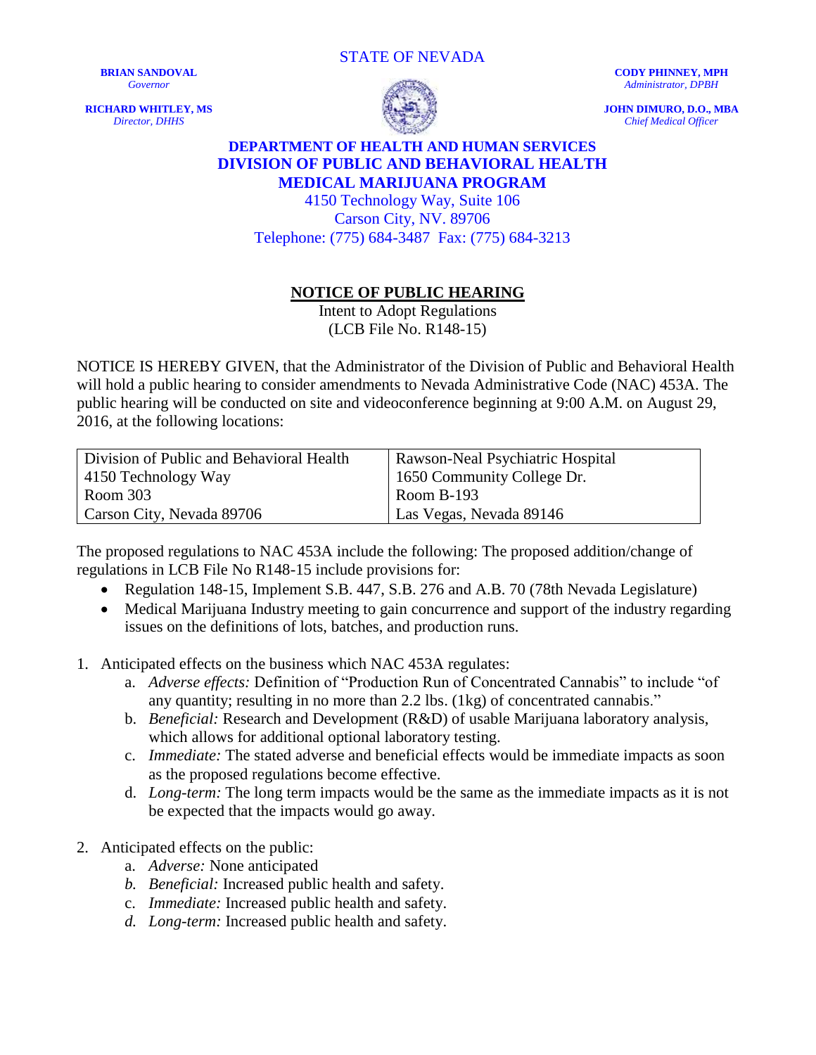STATE OF NEVADA

**BRIAN SANDOVAL**
*Governor*

**RICHARD WHITLEY, MS**
*Director, DHHS*

**CODY PHINNEY, MPH**
*Administrator, DPBH*

**JOHN DIMURO, D.O., MBA**
*Chief Medical Officer*

**DEPARTMENT OF HEALTH AND HUMAN SERVICES**
**DIVISION OF PUBLIC AND BEHAVIORAL HEALTH**
**MEDICAL MARIJUANA PROGRAM**
4150 Technology Way, Suite 106
Carson City, NV. 89706
Telephone: (775) 684-3487 Fax: (775) 684-3213

## NOTICE OF PUBLIC HEARING

Intent to Adopt Regulations
(LCB File No. R148-15)

NOTICE IS HEREBY GIVEN, that the Administrator of the Division of Public and Behavioral Health will hold a public hearing to consider amendments to Nevada Administrative Code (NAC) 453A. The public hearing will be conducted on site and videoconference beginning at 9:00 A.M. on August 29, 2016, at the following locations:

| Division of Public and Behavioral Health | Rawson-Neal Psychiatric Hospital |
|---|---|
| 4150 Technology Way | 1650 Community College Dr. |
| Room 303 | Room B-193 |
| Carson City, Nevada 89706 | Las Vegas, Nevada 89146 |

The proposed regulations to NAC 453A include the following: The proposed addition/change of regulations in LCB File No R148-15 include provisions for:

- Regulation 148-15, Implement S.B. 447, S.B. 276 and A.B. 70 (78th Nevada Legislature)
- Medical Marijuana Industry meeting to gain concurrence and support of the industry regarding issues on the definitions of lots, batches, and production runs.

1. Anticipated effects on the business which NAC 453A regulates:
   a. *Adverse effects:* Definition of "Production Run of Concentrated Cannabis" to include "of any quantity; resulting in no more than 2.2 lbs. (1kg) of concentrated cannabis."
   b. *Beneficial:* Research and Development (R&D) of usable Marijuana laboratory analysis, which allows for additional optional laboratory testing.
   c. *Immediate:* The stated adverse and beneficial effects would be immediate impacts as soon as the proposed regulations become effective.
   d. *Long-term:* The long term impacts would be the same as the immediate impacts as it is not be expected that the impacts would go away.

2. Anticipated effects on the public:
   a. *Adverse:* None anticipated
   b. *Beneficial:* Increased public health and safety.
   c. *Immediate:* Increased public health and safety.
   d. *Long-term:* Increased public health and safety.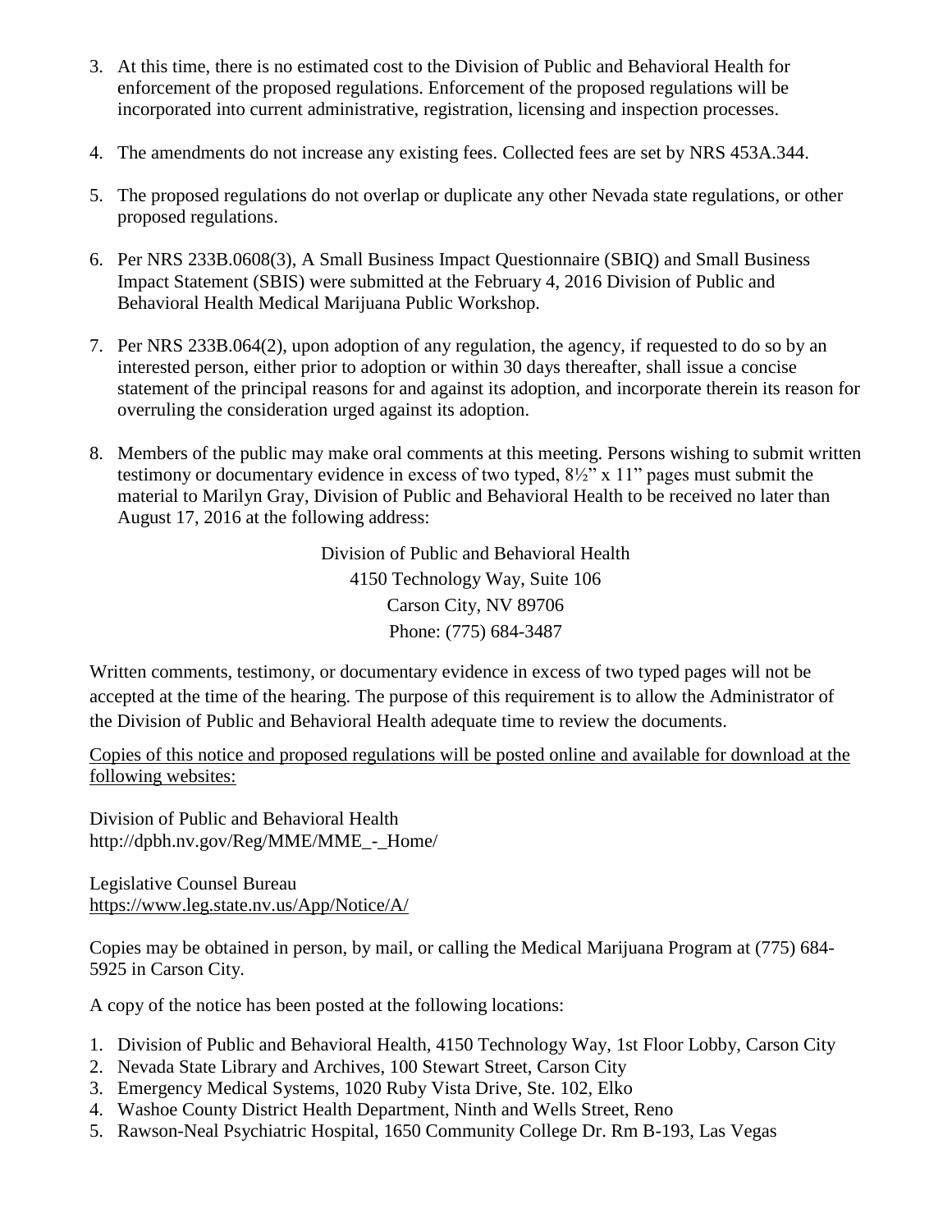3. At this time, there is no estimated cost to the Division of Public and Behavioral Health for enforcement of the proposed regulations. Enforcement of the proposed regulations will be incorporated into current administrative, registration, licensing and inspection processes.

4. The amendments do not increase any existing fees. Collected fees are set by NRS 453A.344.

5. The proposed regulations do not overlap or duplicate any other Nevada state regulations, or other proposed regulations.

6. Per NRS 233B.0608(3), A Small Business Impact Questionnaire (SBIQ) and Small Business Impact Statement (SBIS) were submitted at the February 4, 2016 Division of Public and Behavioral Health Medical Marijuana Public Workshop.

7. Per NRS 233B.064(2), upon adoption of any regulation, the agency, if requested to do so by an interested person, either prior to adoption or within 30 days thereafter, shall issue a concise statement of the principal reasons for and against its adoption, and incorporate therein its reason for overruling the consideration urged against its adoption.

8. Members of the public may make oral comments at this meeting. Persons wishing to submit written testimony or documentary evidence in excess of two typed, 8½" x 11" pages must submit the material to Marilyn Gray, Division of Public and Behavioral Health to be received no later than August 17, 2016 at the following address:

Division of Public and Behavioral Health
4150 Technology Way, Suite 106
Carson City, NV 89706
Phone: (775) 684-3487

Written comments, testimony, or documentary evidence in excess of two typed pages will not be accepted at the time of the hearing. The purpose of this requirement is to allow the Administrator of the Division of Public and Behavioral Health adequate time to review the documents.

Copies of this notice and proposed regulations will be posted online and available for download at the following websites:

Division of Public and Behavioral Health
http://dpbh.nv.gov/Reg/MME/MME_-_Home/

Legislative Counsel Bureau
https://www.leg.state.nv.us/App/Notice/A/

Copies may be obtained in person, by mail, or calling the Medical Marijuana Program at (775) 684-5925 in Carson City.

A copy of the notice has been posted at the following locations:

1. Division of Public and Behavioral Health, 4150 Technology Way, 1st Floor Lobby, Carson City
2. Nevada State Library and Archives, 100 Stewart Street, Carson City
3. Emergency Medical Systems, 1020 Ruby Vista Drive, Ste. 102, Elko
4. Washoe County District Health Department, Ninth and Wells Street, Reno
5. Rawson-Neal Psychiatric Hospital, 1650 Community College Dr. Rm B-193, Las Vegas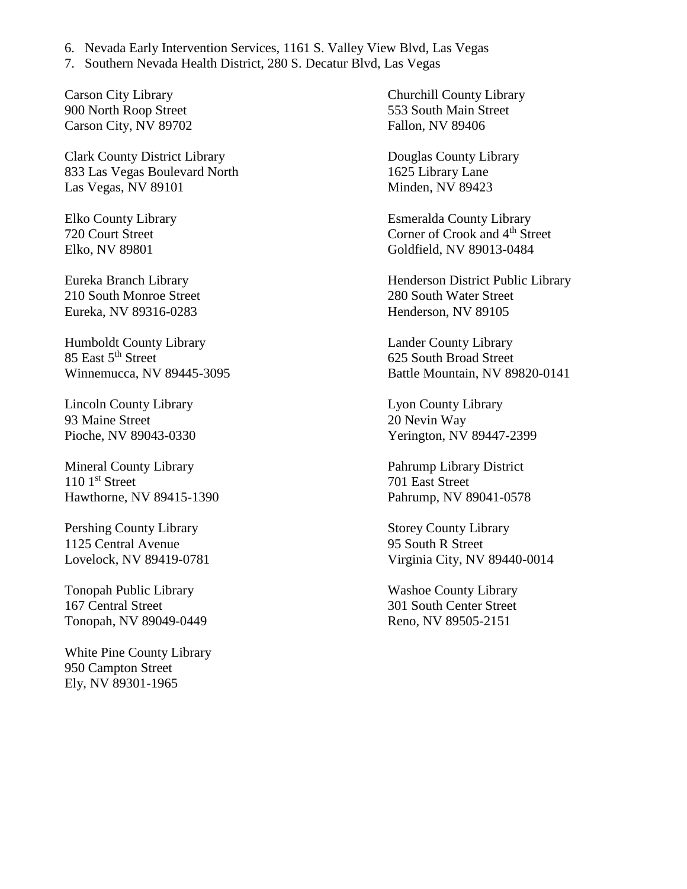6. Nevada Early Intervention Services, 1161 S. Valley View Blvd, Las Vegas
7. Southern Nevada Health District, 280 S. Decatur Blvd, Las Vegas

Carson City Library
900 North Roop Street
Carson City, NV 89702

Churchill County Library
553 South Main Street
Fallon, NV 89406

Clark County District Library
833 Las Vegas Boulevard North
Las Vegas, NV 89101

Douglas County Library
1625 Library Lane
Minden, NV 89423

Elko County Library
720 Court Street
Elko, NV 89801

Esmeralda County Library
Corner of Crook and 4th Street
Goldfield, NV 89013-0484

Eureka Branch Library
210 South Monroe Street
Eureka, NV 89316-0283

Henderson District Public Library
280 South Water Street
Henderson, NV 89105

Humboldt County Library
85 East 5th Street
Winnemucca, NV 89445-3095

Lander County Library
625 South Broad Street
Battle Mountain, NV 89820-0141

Lincoln County Library
93 Maine Street
Pioche, NV 89043-0330

Lyon County Library
20 Nevin Way
Yerington, NV 89447-2399

Mineral County Library
110 1st Street
Hawthorne, NV 89415-1390

Pahrump Library District
701 East Street
Pahrump, NV 89041-0578

Pershing County Library
1125 Central Avenue
Lovelock, NV 89419-0781

Storey County Library
95 South R Street
Virginia City, NV 89440-0014

Tonopah Public Library
167 Central Street
Tonopah, NV 89049-0449

Washoe County Library
301 South Center Street
Reno, NV 89505-2151

White Pine County Library
950 Campton Street
Ely, NV 89301-1965